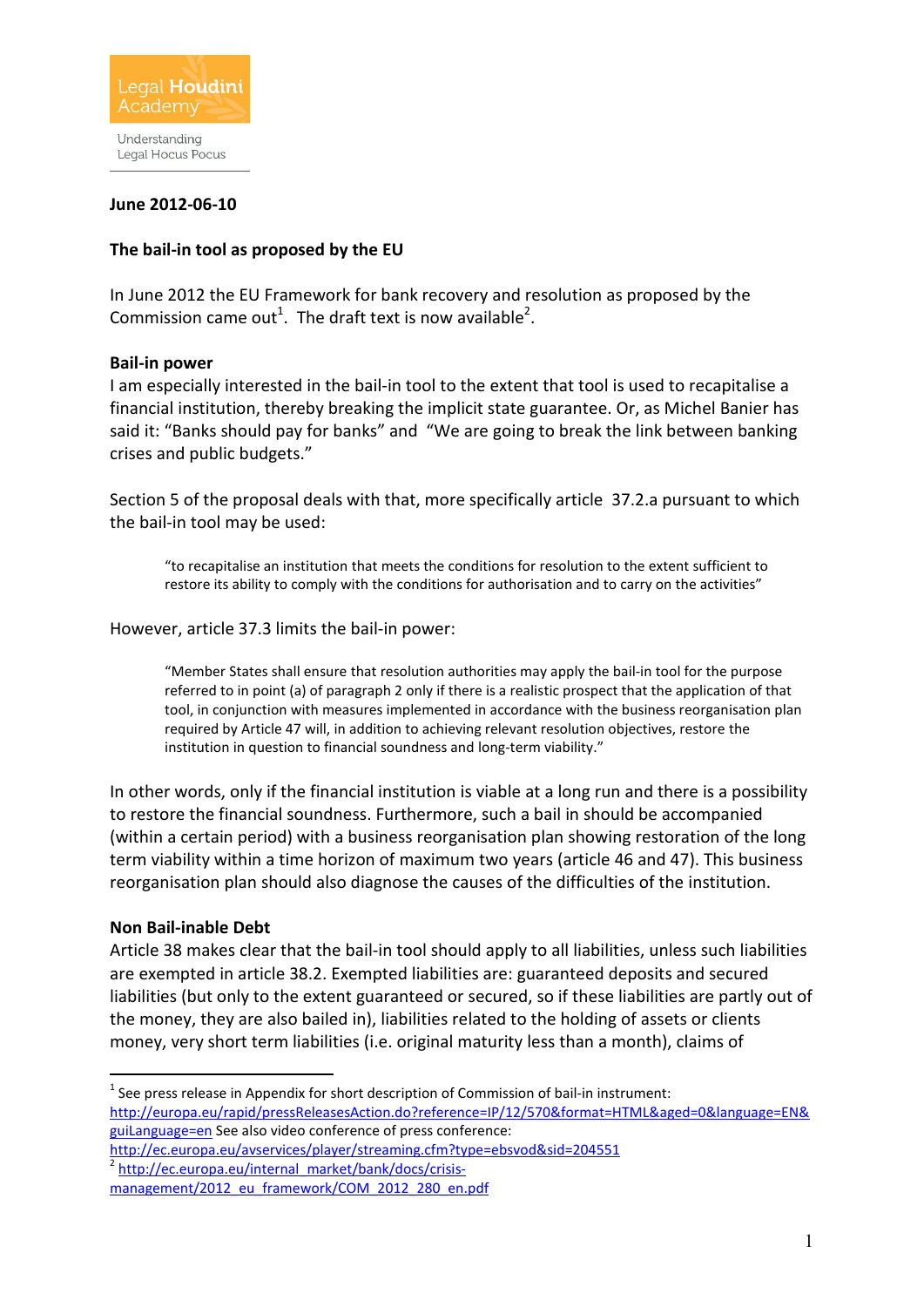Legal Houdini Academy

Understanding Legal Hocus Pocus

**June 2012-06-10**

**The bail-in tool as proposed by the EU**

In June 2012 the EU Framework for bank recovery and resolution as proposed by the Commission came out[1]. The draft text is now available[2].

**Bail-in power**

I am especially interested in the bail-in tool to the extent that tool is used to recapitalise a financial institution, thereby breaking the implicit state guarantee. Or, as Michel Banier has said it: "Banks should pay for banks" and "We are going to break the link between banking crises and public budgets."

Section 5 of the proposal deals with that, more specifically article 37.2.a pursuant to which the bail-in tool may be used:

> "to recapitalise an institution that meets the conditions for resolution to the extent sufficient to restore its ability to comply with the conditions for authorisation and to carry on the activities"

However, article 37.3 limits the bail-in power:

> "Member States shall ensure that resolution authorities may apply the bail-in tool for the purpose referred to in point (a) of paragraph 2 only if there is a realistic prospect that the application of that tool, in conjunction with measures implemented in accordance with the business reorganisation plan required by Article 47 will, in addition to achieving relevant resolution objectives, restore the institution in question to financial soundness and long-term viability."

In other words, only if the financial institution is viable at a long run and there is a possibility to restore the financial soundness. Furthermore, such a bail in should be accompanied (within a certain period) with a business reorganisation plan showing restoration of the long term viability within a time horizon of maximum two years (article 46 and 47). This business reorganisation plan should also diagnose the causes of the difficulties of the institution.

**Non Bail-inable Debt**

Article 38 makes clear that the bail-in tool should apply to all liabilities, unless such liabilities are exempted in article 38.2. Exempted liabilities are: guaranteed deposits and secured liabilities (but only to the extent guaranteed or secured, so if these liabilities are partly out of the money, they are also bailed in), liabilities related to the holding of assets or clients money, very short term liabilities (i.e. original maturity less than a month), claims of

---

[1] See press release in Appendix for short description of Commission of bail-in instrument: http://europa.eu/rapid/pressReleasesAction.do?reference=IP/12/570&format=HTML&aged=0&language=EN&guiLanguage=en See also video conference of press conference: http://ec.europa.eu/avservices/player/streaming.cfm?type=ebsvod&sid=204551

[2] http://ec.europa.eu/internal_market/bank/docs/crisis-management/2012_eu_framework/COM_2012_280_en.pdf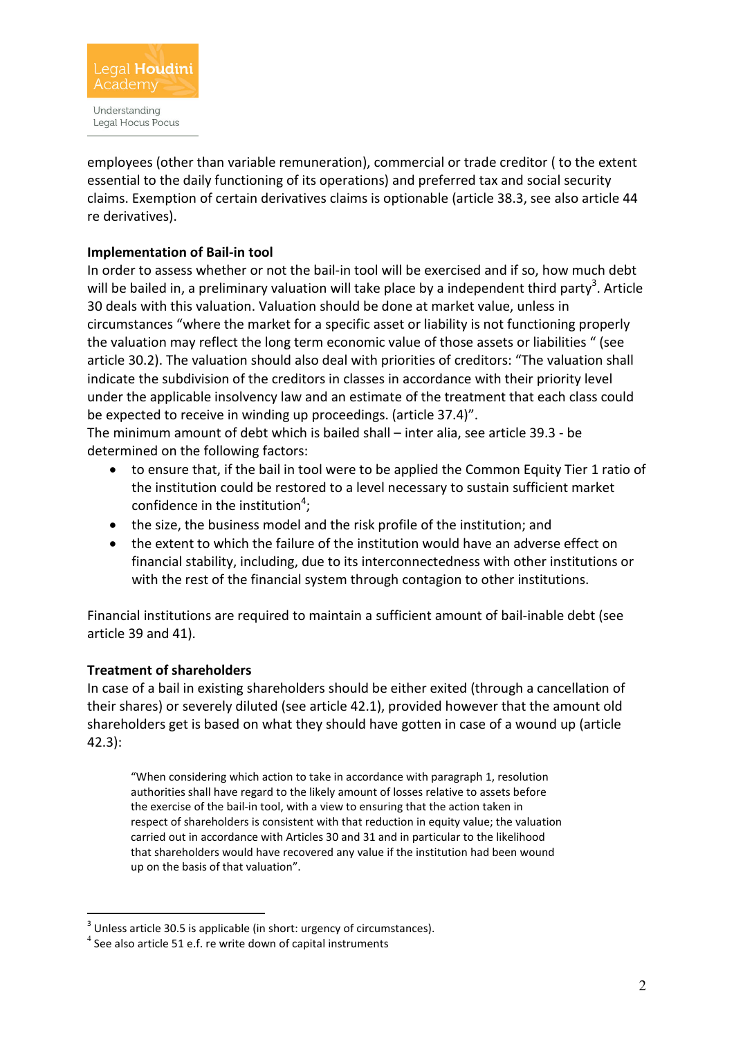employees (other than variable remuneration), commercial or trade creditor ( to the extent essential to the daily functioning of its operations) and preferred tax and social security claims. Exemption of certain derivatives claims is optionable (article 38.3, see also article 44 re derivatives).

**Implementation of Bail-in tool**

In order to assess whether or not the bail-in tool will be exercised and if so, how much debt will be bailed in, a preliminary valuation will take place by a independent third party[3]. Article 30 deals with this valuation. Valuation should be done at market value, unless in circumstances "where the market for a specific asset or liability is not functioning properly the valuation may reflect the long term economic value of those assets or liabilities " (see article 30.2). The valuation should also deal with priorities of creditors: "The valuation shall indicate the subdivision of the creditors in classes in accordance with their priority level under the applicable insolvency law and an estimate of the treatment that each class could be expected to receive in winding up proceedings. (article 37.4)".

The minimum amount of debt which is bailed shall – inter alia, see article 39.3 - be determined on the following factors:

- to ensure that, if the bail in tool were to be applied the Common Equity Tier 1 ratio of the institution could be restored to a level necessary to sustain sufficient market confidence in the institution[4];
- the size, the business model and the risk profile of the institution; and
- the extent to which the failure of the institution would have an adverse effect on financial stability, including, due to its interconnectedness with other institutions or with the rest of the financial system through contagion to other institutions.

Financial institutions are required to maintain a sufficient amount of bail-inable debt (see article 39 and 41).

**Treatment of shareholders**

In case of a bail in existing shareholders should be either exited (through a cancellation of their shares) or severely diluted (see article 42.1), provided however that the amount old shareholders get is based on what they should have gotten in case of a wound up (article 42.3):

> "When considering which action to take in accordance with paragraph 1, resolution authorities shall have regard to the likely amount of losses relative to assets before the exercise of the bail-in tool, with a view to ensuring that the action taken in respect of shareholders is consistent with that reduction in equity value; the valuation carried out in accordance with Articles 30 and 31 and in particular to the likelihood that shareholders would have recovered any value if the institution had been wound up on the basis of that valuation".

[3] Unless article 30.5 is applicable (in short: urgency of circumstances).

[4] See also article 51 e.f. re write down of capital instruments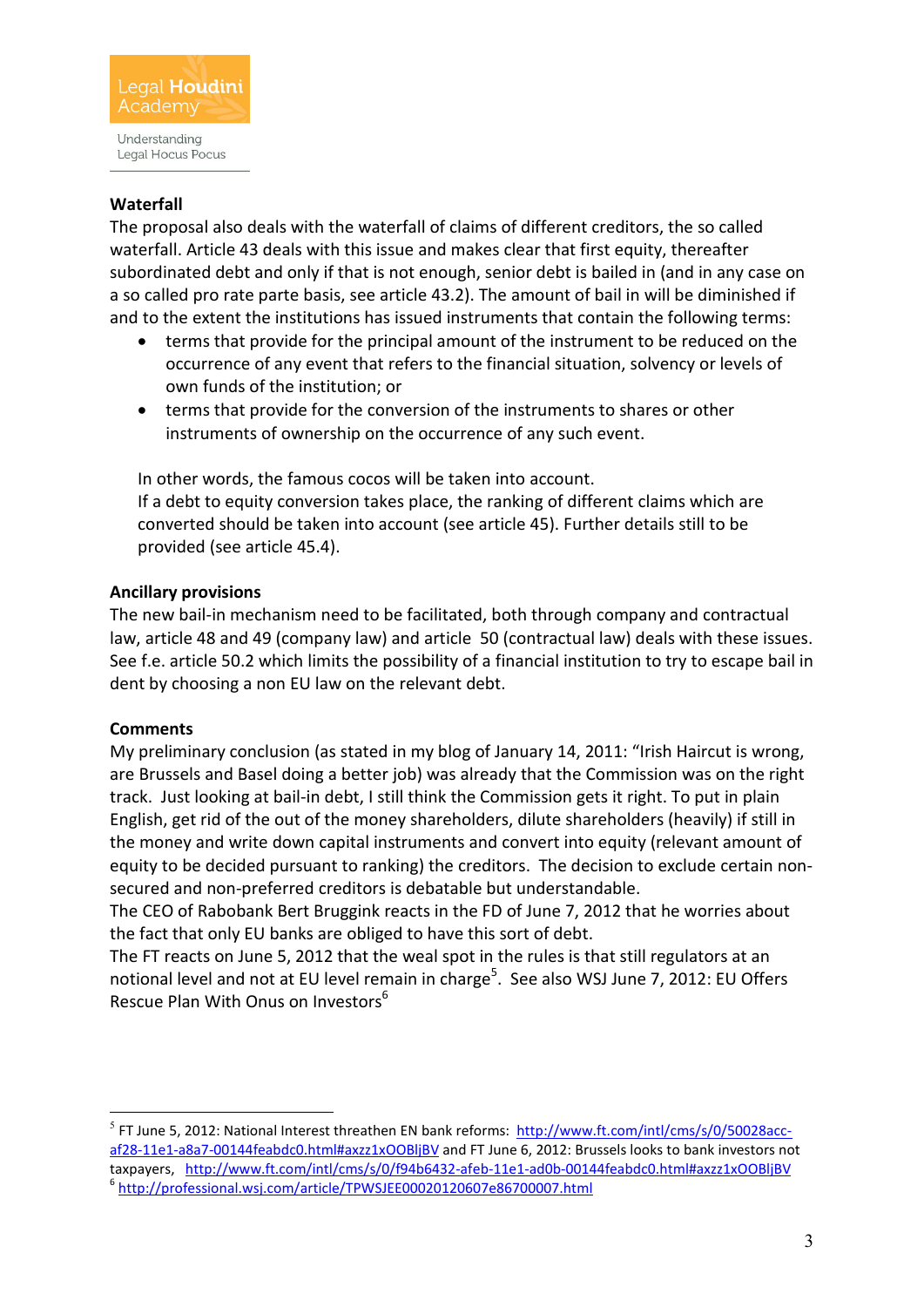**Waterfall**

The proposal also deals with the waterfall of claims of different creditors, the so called waterfall. Article 43 deals with this issue and makes clear that first equity, thereafter subordinated debt and only if that is not enough, senior debt is bailed in (and in any case on a so called pro rate parte basis, see article 43.2). The amount of bail in will be diminished if and to the extent the institutions has issued instruments that contain the following terms:

- terms that provide for the principal amount of the instrument to be reduced on the occurrence of any event that refers to the financial situation, solvency or levels of own funds of the institution; or
- terms that provide for the conversion of the instruments to shares or other instruments of ownership on the occurrence of any such event.

In other words, the famous cocos will be taken into account.
If a debt to equity conversion takes place, the ranking of different claims which are converted should be taken into account (see article 45). Further details still to be provided (see article 45.4).

**Ancillary provisions**

The new bail-in mechanism need to be facilitated, both through company and contractual law, article 48 and 49 (company law) and article 50 (contractual law) deals with these issues. See f.e. article 50.2 which limits the possibility of a financial institution to try to escape bail in dent by choosing a non EU law on the relevant debt.

**Comments**

My preliminary conclusion (as stated in my blog of January 14, 2011: "Irish Haircut is wrong, are Brussels and Basel doing a better job) was already that the Commission was on the right track. Just looking at bail-in debt, I still think the Commission gets it right. To put in plain English, get rid of the out of the money shareholders, dilute shareholders (heavily) if still in the money and write down capital instruments and convert into equity (relevant amount of equity to be decided pursuant to ranking) the creditors. The decision to exclude certain non-secured and non-preferred creditors is debatable but understandable.
The CEO of Rabobank Bert Bruggink reacts in the FD of June 7, 2012 that he worries about the fact that only EU banks are obliged to have this sort of debt.
The FT reacts on June 5, 2012 that the weal spot in the rules is that still regulators at an notional level and not at EU level remain in charge[5]. See also WSJ June 7, 2012: EU Offers Rescue Plan With Onus on Investors[6]

---

[5] FT June 5, 2012: National Interest threathen EN bank reforms: http://www.ft.com/intl/cms/s/0/50028acc-af28-11e1-a8a7-00144feabdc0.html#axzz1xOOBljBV and FT June 6, 2012: Brussels looks to bank investors not taxpayers, http://www.ft.com/intl/cms/s/0/f94b6432-afeb-11e1-ad0b-00144feabdc0.html#axzz1xOOBljBV

[6] http://professional.wsj.com/article/TPWSJEE00020120607e86700007.html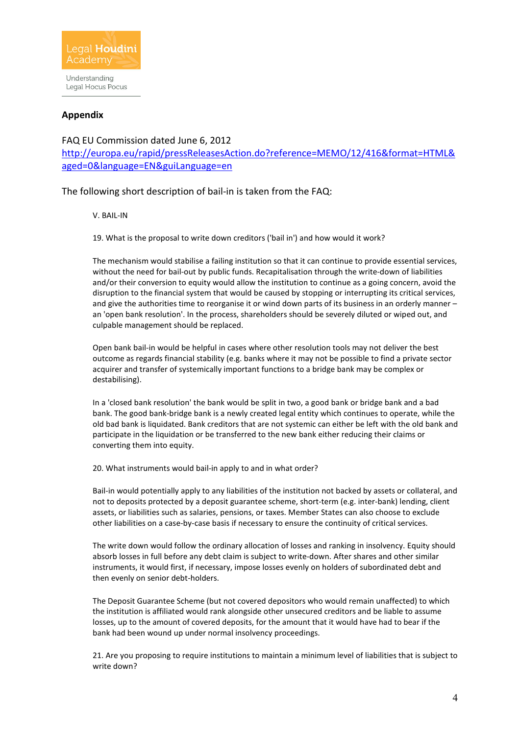## Appendix

FAQ EU Commission dated June 6, 2012
http://europa.eu/rapid/pressReleasesAction.do?reference=MEMO/12/416&format=HTML&aged=0&language=EN&guiLanguage=en

The following short description of bail-in is taken from the FAQ:

> V. BAIL-IN
>
> 19. What is the proposal to write down creditors ('bail in') and how would it work?
>
> The mechanism would stabilise a failing institution so that it can continue to provide essential services, without the need for bail-out by public funds. Recapitalisation through the write-down of liabilities and/or their conversion to equity would allow the institution to continue as a going concern, avoid the disruption to the financial system that would be caused by stopping or interrupting its critical services, and give the authorities time to reorganise it or wind down parts of its business in an orderly manner – an 'open bank resolution'. In the process, shareholders should be severely diluted or wiped out, and culpable management should be replaced.
>
> Open bank bail-in would be helpful in cases where other resolution tools may not deliver the best outcome as regards financial stability (e.g. banks where it may not be possible to find a private sector acquirer and transfer of systemically important functions to a bridge bank may be complex or destabilising).
>
> In a 'closed bank resolution' the bank would be split in two, a good bank or bridge bank and a bad bank. The good bank-bridge bank is a newly created legal entity which continues to operate, while the old bad bank is liquidated. Bank creditors that are not systemic can either be left with the old bank and participate in the liquidation or be transferred to the new bank either reducing their claims or converting them into equity.
>
> 20. What instruments would bail-in apply to and in what order?
>
> Bail-in would potentially apply to any liabilities of the institution not backed by assets or collateral, and not to deposits protected by a deposit guarantee scheme, short-term (e.g. inter-bank) lending, client assets, or liabilities such as salaries, pensions, or taxes. Member States can also choose to exclude other liabilities on a case-by-case basis if necessary to ensure the continuity of critical services.
>
> The write down would follow the ordinary allocation of losses and ranking in insolvency. Equity should absorb losses in full before any debt claim is subject to write-down. After shares and other similar instruments, it would first, if necessary, impose losses evenly on holders of subordinated debt and then evenly on senior debt-holders.
>
> The Deposit Guarantee Scheme (but not covered depositors who would remain unaffected) to which the institution is affiliated would rank alongside other unsecured creditors and be liable to assume losses, up to the amount of covered deposits, for the amount that it would have had to bear if the bank had been wound up under normal insolvency proceedings.
>
> 21. Are you proposing to require institutions to maintain a minimum level of liabilities that is subject to write down?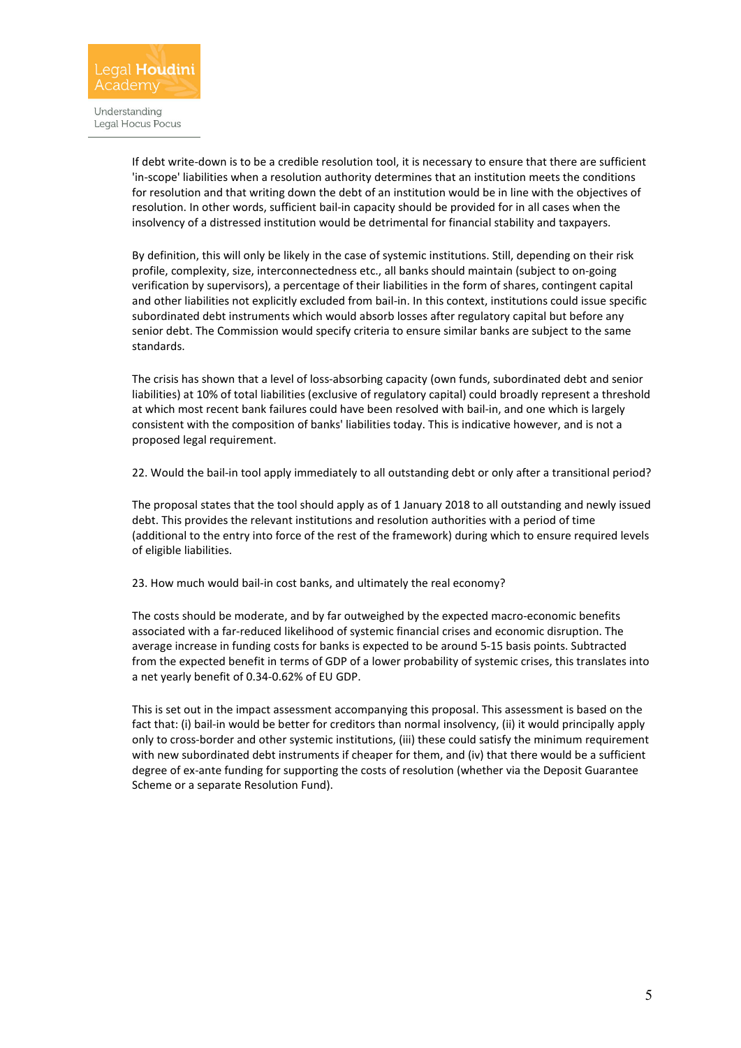If debt write-down is to be a credible resolution tool, it is necessary to ensure that there are sufficient 'in-scope' liabilities when a resolution authority determines that an institution meets the conditions for resolution and that writing down the debt of an institution would be in line with the objectives of resolution. In other words, sufficient bail-in capacity should be provided for in all cases when the insolvency of a distressed institution would be detrimental for financial stability and taxpayers.

By definition, this will only be likely in the case of systemic institutions. Still, depending on their risk profile, complexity, size, interconnectedness etc., all banks should maintain (subject to on-going verification by supervisors), a percentage of their liabilities in the form of shares, contingent capital and other liabilities not explicitly excluded from bail-in. In this context, institutions could issue specific subordinated debt instruments which would absorb losses after regulatory capital but before any senior debt. The Commission would specify criteria to ensure similar banks are subject to the same standards.

The crisis has shown that a level of loss-absorbing capacity (own funds, subordinated debt and senior liabilities) at 10% of total liabilities (exclusive of regulatory capital) could broadly represent a threshold at which most recent bank failures could have been resolved with bail-in, and one which is largely consistent with the composition of banks' liabilities today. This is indicative however, and is not a proposed legal requirement.

22. Would the bail-in tool apply immediately to all outstanding debt or only after a transitional period?

The proposal states that the tool should apply as of 1 January 2018 to all outstanding and newly issued debt. This provides the relevant institutions and resolution authorities with a period of time (additional to the entry into force of the rest of the framework) during which to ensure required levels of eligible liabilities.

23. How much would bail-in cost banks, and ultimately the real economy?

The costs should be moderate, and by far outweighed by the expected macro-economic benefits associated with a far-reduced likelihood of systemic financial crises and economic disruption. The average increase in funding costs for banks is expected to be around 5-15 basis points. Subtracted from the expected benefit in terms of GDP of a lower probability of systemic crises, this translates into a net yearly benefit of 0.34-0.62% of EU GDP.

This is set out in the impact assessment accompanying this proposal. This assessment is based on the fact that: (i) bail-in would be better for creditors than normal insolvency, (ii) it would principally apply only to cross-border and other systemic institutions, (iii) these could satisfy the minimum requirement with new subordinated debt instruments if cheaper for them, and (iv) that there would be a sufficient degree of ex-ante funding for supporting the costs of resolution (whether via the Deposit Guarantee Scheme or a separate Resolution Fund).